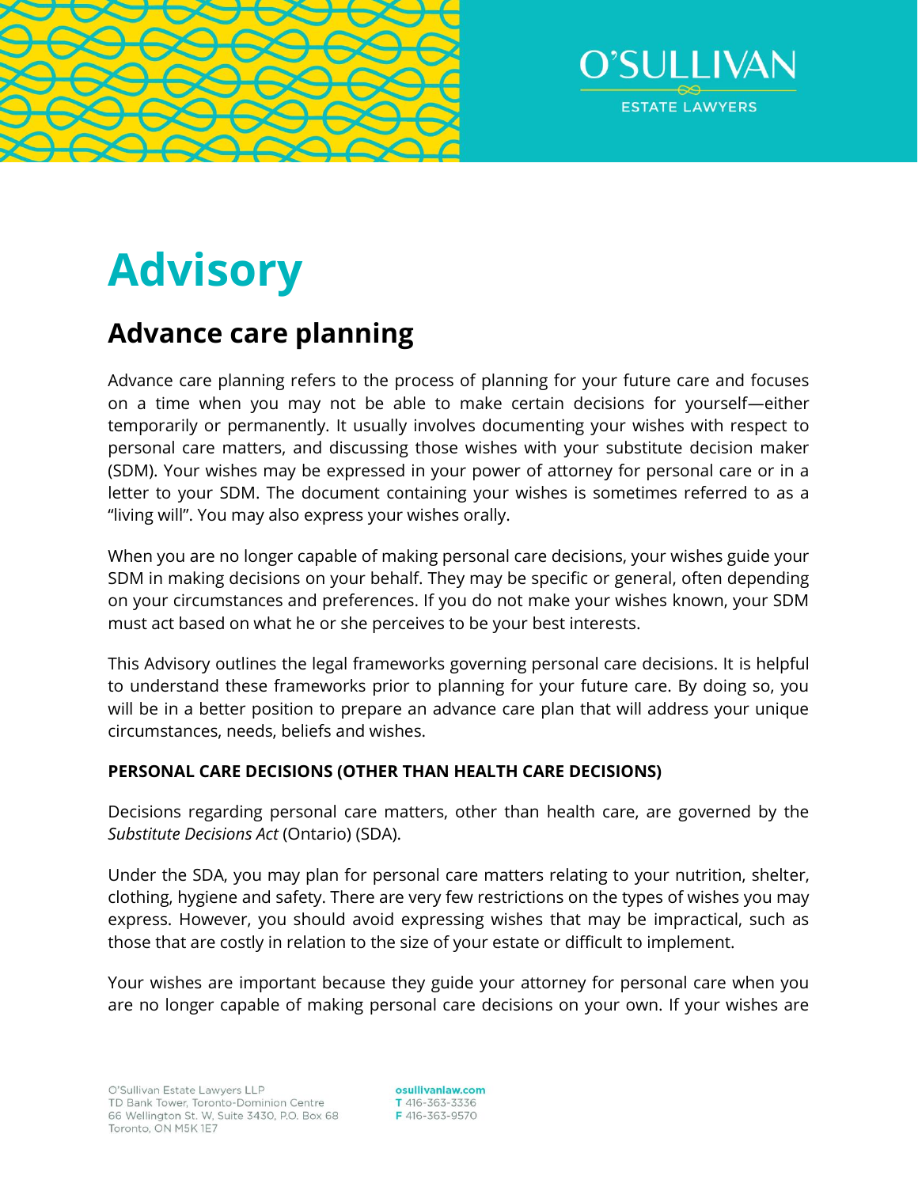# Advisory

## Advance care planning

Advance care planning refers to the process of planning for your future care and focuses on a time when you may not be able to make certain decisions for yourself—either temporarily or permanently. It usually involves documenting your wishes with respect to personal care matters, and discussing those wishes with your substitute decision maker (SDM). Your wishes may be expressed in your power of attorney for personal care or in a letter to your SDM. The document containing your wishes is sometimes referred to as a "living will". You may also express your wishes orally.

When you are no longer capable of making personal care decisions, your wishes guide your SDM in making decisions on your behalf. They may be specific or general, often depending on your circumstances and preferences. If you do not make your wishes known, your SDM must act based on what he or she perceives to be your best interests.

This Advisory outlines the legal frameworks governing personal care decisions. It is helpful to understand these frameworks prior to planning for your future care. By doing so, you will be in a better position to prepare an advance care plan that will address your unique circumstances, needs, beliefs and wishes.

**PERSONAL CARE DECISIONS (OTHER THAN HEALTH CARE DECISIONS)**

Decisions regarding personal care matters, other than health care, are governed by the *Substitute Decisions Act* (Ontario) (SDA).

Under the SDA, you may plan for personal care matters relating to your nutrition, shelter, clothing, hygiene and safety. There are very few restrictions on the types of wishes you may express. However, you should avoid expressing wishes that may be impractical, such as those that are costly in relation to the size of your estate or difficult to implement.

Your wishes are important because they guide your attorney for personal care when you are no longer capable of making personal care decisions on your own. If your wishes are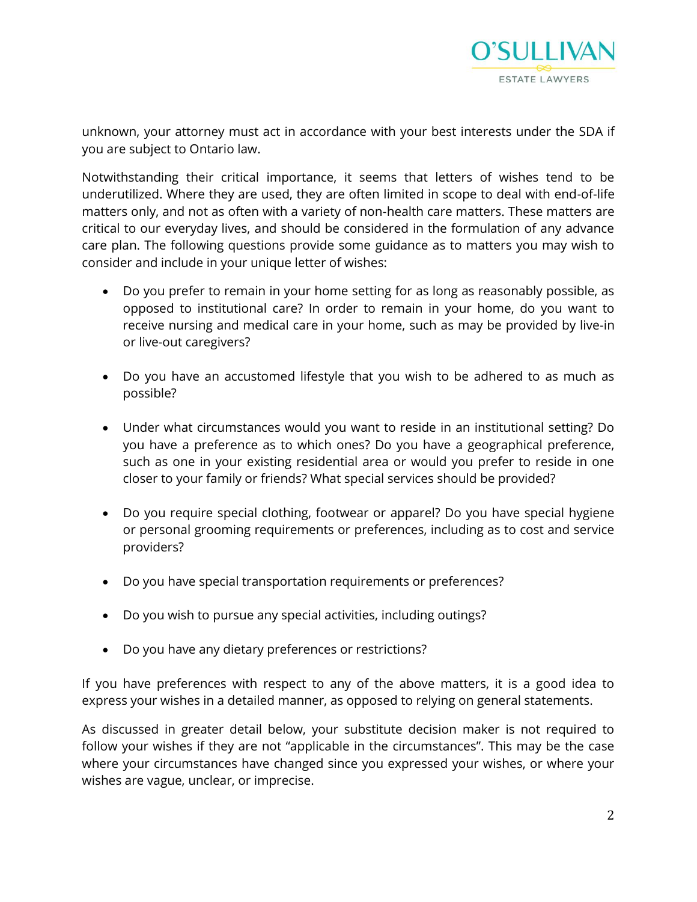unknown, your attorney must act in accordance with your best interests under the SDA if you are subject to Ontario law.

Notwithstanding their critical importance, it seems that letters of wishes tend to be underutilized. Where they are used, they are often limited in scope to deal with end-of-life matters only, and not as often with a variety of non-health care matters. These matters are critical to our everyday lives, and should be considered in the formulation of any advance care plan. The following questions provide some guidance as to matters you may wish to consider and include in your unique letter of wishes:

- Do you prefer to remain in your home setting for as long as reasonably possible, as opposed to institutional care? In order to remain in your home, do you want to receive nursing and medical care in your home, such as may be provided by live-in or live-out caregivers?

- Do you have an accustomed lifestyle that you wish to be adhered to as much as possible?

- Under what circumstances would you want to reside in an institutional setting? Do you have a preference as to which ones? Do you have a geographical preference, such as one in your existing residential area or would you prefer to reside in one closer to your family or friends? What special services should be provided?

- Do you require special clothing, footwear or apparel? Do you have special hygiene or personal grooming requirements or preferences, including as to cost and service providers?

- Do you have special transportation requirements or preferences?

- Do you wish to pursue any special activities, including outings?

- Do you have any dietary preferences or restrictions?

If you have preferences with respect to any of the above matters, it is a good idea to express your wishes in a detailed manner, as opposed to relying on general statements.

As discussed in greater detail below, your substitute decision maker is not required to follow your wishes if they are not "applicable in the circumstances". This may be the case where your circumstances have changed since you expressed your wishes, or where your wishes are vague, unclear, or imprecise.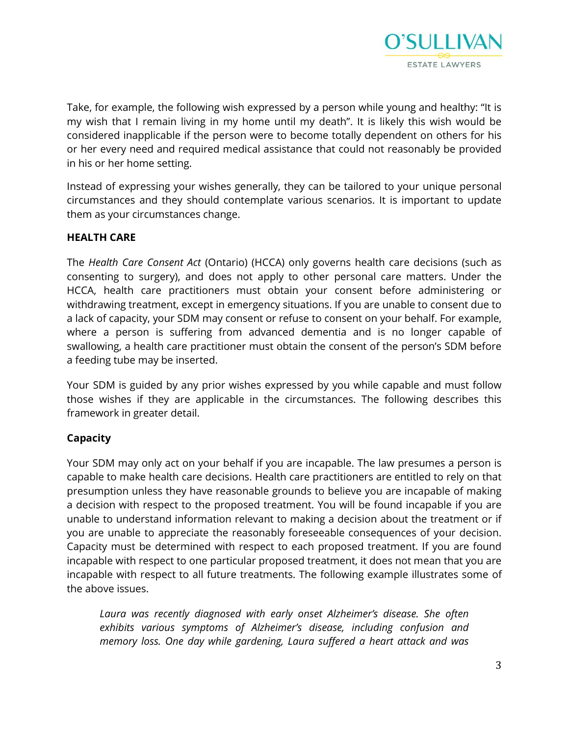Take, for example, the following wish expressed by a person while young and healthy: "It is my wish that I remain living in my home until my death". It is likely this wish would be considered inapplicable if the person were to become totally dependent on others for his or her every need and required medical assistance that could not reasonably be provided in his or her home setting.

Instead of expressing your wishes generally, they can be tailored to your unique personal circumstances and they should contemplate various scenarios. It is important to update them as your circumstances change.

**HEALTH CARE**

The *Health Care Consent Act* (Ontario) (HCCA) only governs health care decisions (such as consenting to surgery), and does not apply to other personal care matters. Under the HCCA, health care practitioners must obtain your consent before administering or withdrawing treatment, except in emergency situations. If you are unable to consent due to a lack of capacity, your SDM may consent or refuse to consent on your behalf. For example, where a person is suffering from advanced dementia and is no longer capable of swallowing, a health care practitioner must obtain the consent of the person's SDM before a feeding tube may be inserted.

Your SDM is guided by any prior wishes expressed by you while capable and must follow those wishes if they are applicable in the circumstances. The following describes this framework in greater detail.

**Capacity**

Your SDM may only act on your behalf if you are incapable. The law presumes a person is capable to make health care decisions. Health care practitioners are entitled to rely on that presumption unless they have reasonable grounds to believe you are incapable of making a decision with respect to the proposed treatment. You will be found incapable if you are unable to understand information relevant to making a decision about the treatment or if you are unable to appreciate the reasonably foreseeable consequences of your decision. Capacity must be determined with respect to each proposed treatment. If you are found incapable with respect to one particular proposed treatment, it does not mean that you are incapable with respect to all future treatments. The following example illustrates some of the above issues.

> *Laura was recently diagnosed with early onset Alzheimer's disease. She often exhibits various symptoms of Alzheimer's disease, including confusion and memory loss. One day while gardening, Laura suffered a heart attack and was*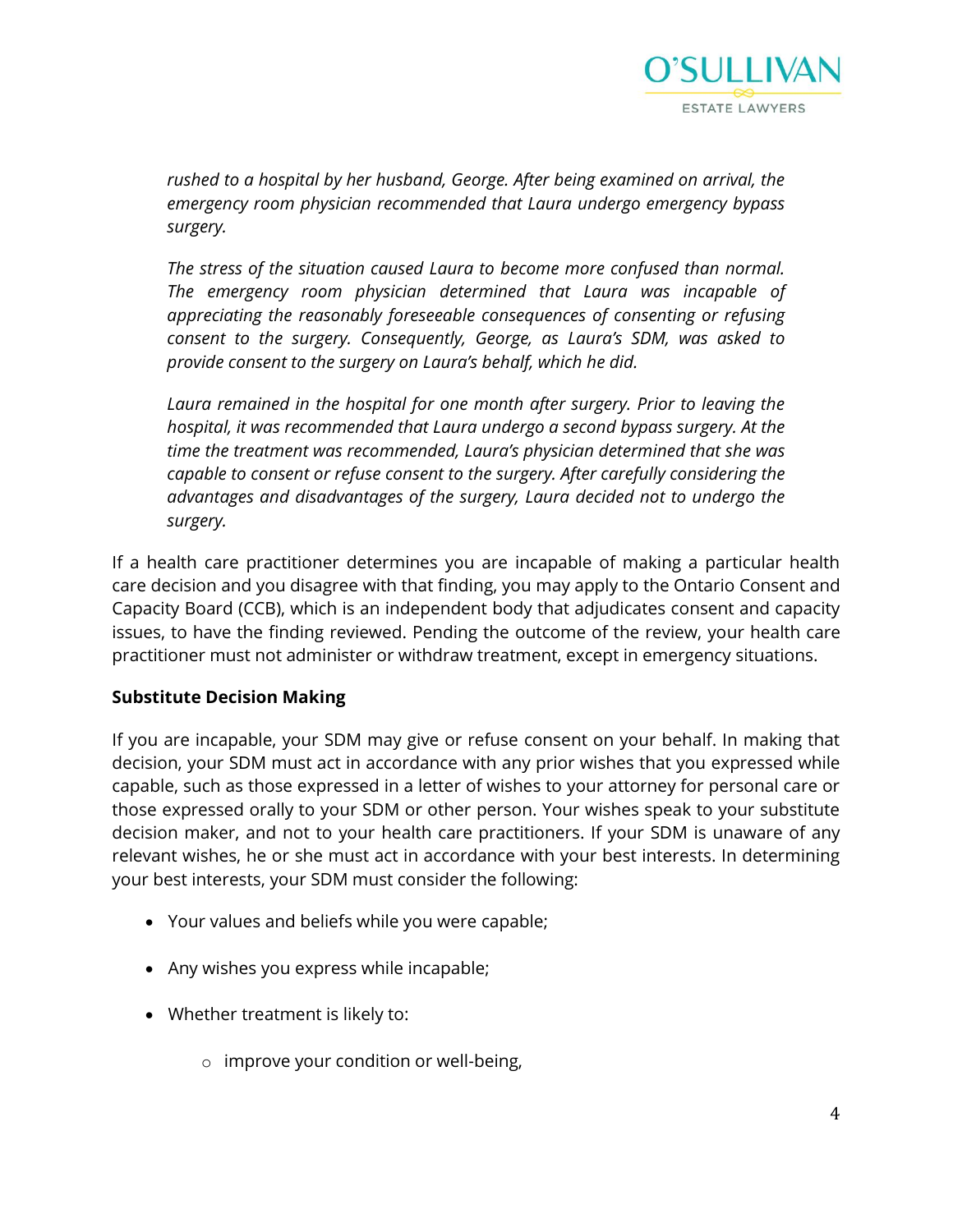*rushed to a hospital by her husband, George. After being examined on arrival, the emergency room physician recommended that Laura undergo emergency bypass surgery.*

*The stress of the situation caused Laura to become more confused than normal. The emergency room physician determined that Laura was incapable of appreciating the reasonably foreseeable consequences of consenting or refusing consent to the surgery. Consequently, George, as Laura's SDM, was asked to provide consent to the surgery on Laura's behalf, which he did.*

*Laura remained in the hospital for one month after surgery. Prior to leaving the hospital, it was recommended that Laura undergo a second bypass surgery. At the time the treatment was recommended, Laura's physician determined that she was capable to consent or refuse consent to the surgery. After carefully considering the advantages and disadvantages of the surgery, Laura decided not to undergo the surgery.*

If a health care practitioner determines you are incapable of making a particular health care decision and you disagree with that finding, you may apply to the Ontario Consent and Capacity Board (CCB), which is an independent body that adjudicates consent and capacity issues, to have the finding reviewed. Pending the outcome of the review, your health care practitioner must not administer or withdraw treatment, except in emergency situations.

**Substitute Decision Making**

If you are incapable, your SDM may give or refuse consent on your behalf. In making that decision, your SDM must act in accordance with any prior wishes that you expressed while capable, such as those expressed in a letter of wishes to your attorney for personal care or those expressed orally to your SDM or other person. Your wishes speak to your substitute decision maker, and not to your health care practitioners. If your SDM is unaware of any relevant wishes, he or she must act in accordance with your best interests. In determining your best interests, your SDM must consider the following:

- Your values and beliefs while you were capable;
- Any wishes you express while incapable;
- Whether treatment is likely to:
  - improve your condition or well-being,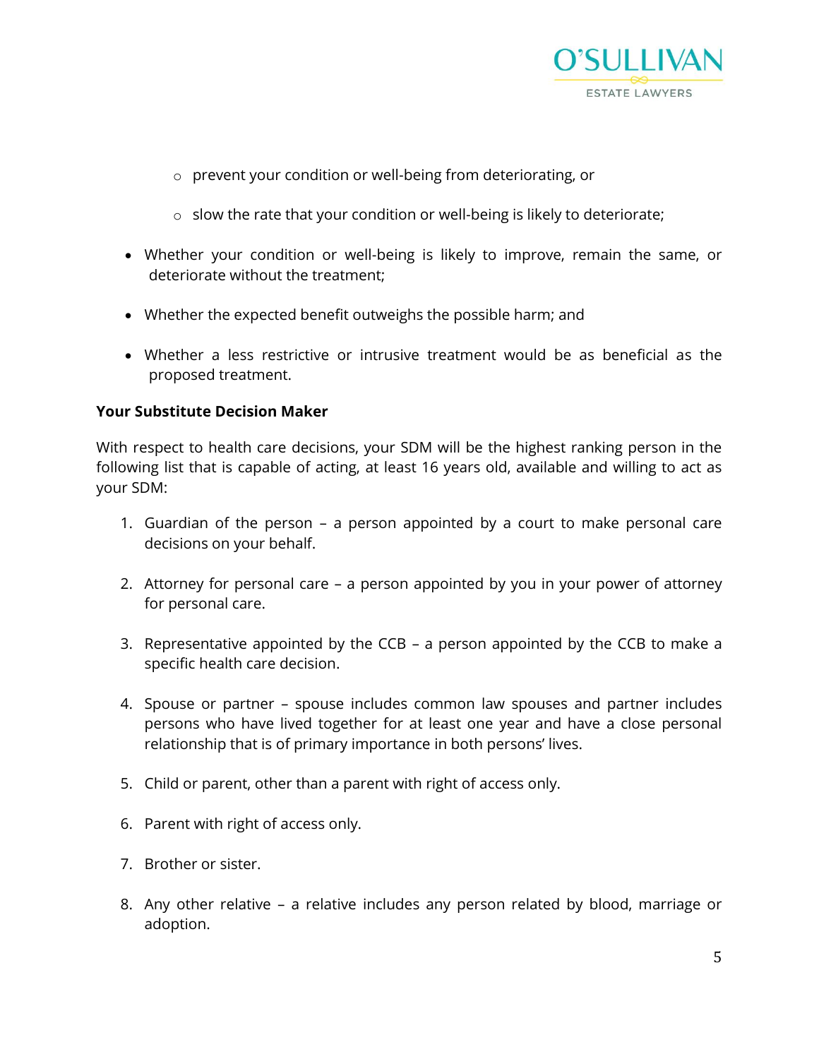- prevent your condition or well-being from deteriorating, or
    - slow the rate that your condition or well-being is likely to deteriorate;
- Whether your condition or well-being is likely to improve, remain the same, or deteriorate without the treatment;
- Whether the expected benefit outweighs the possible harm; and
- Whether a less restrictive or intrusive treatment would be as beneficial as the proposed treatment.

**Your Substitute Decision Maker**

With respect to health care decisions, your SDM will be the highest ranking person in the following list that is capable of acting, at least 16 years old, available and willing to act as your SDM:

1. Guardian of the person – a person appointed by a court to make personal care decisions on your behalf.
2. Attorney for personal care – a person appointed by you in your power of attorney for personal care.
3. Representative appointed by the CCB – a person appointed by the CCB to make a specific health care decision.
4. Spouse or partner – spouse includes common law spouses and partner includes persons who have lived together for at least one year and have a close personal relationship that is of primary importance in both persons' lives.
5. Child or parent, other than a parent with right of access only.
6. Parent with right of access only.
7. Brother or sister.
8. Any other relative – a relative includes any person related by blood, marriage or adoption.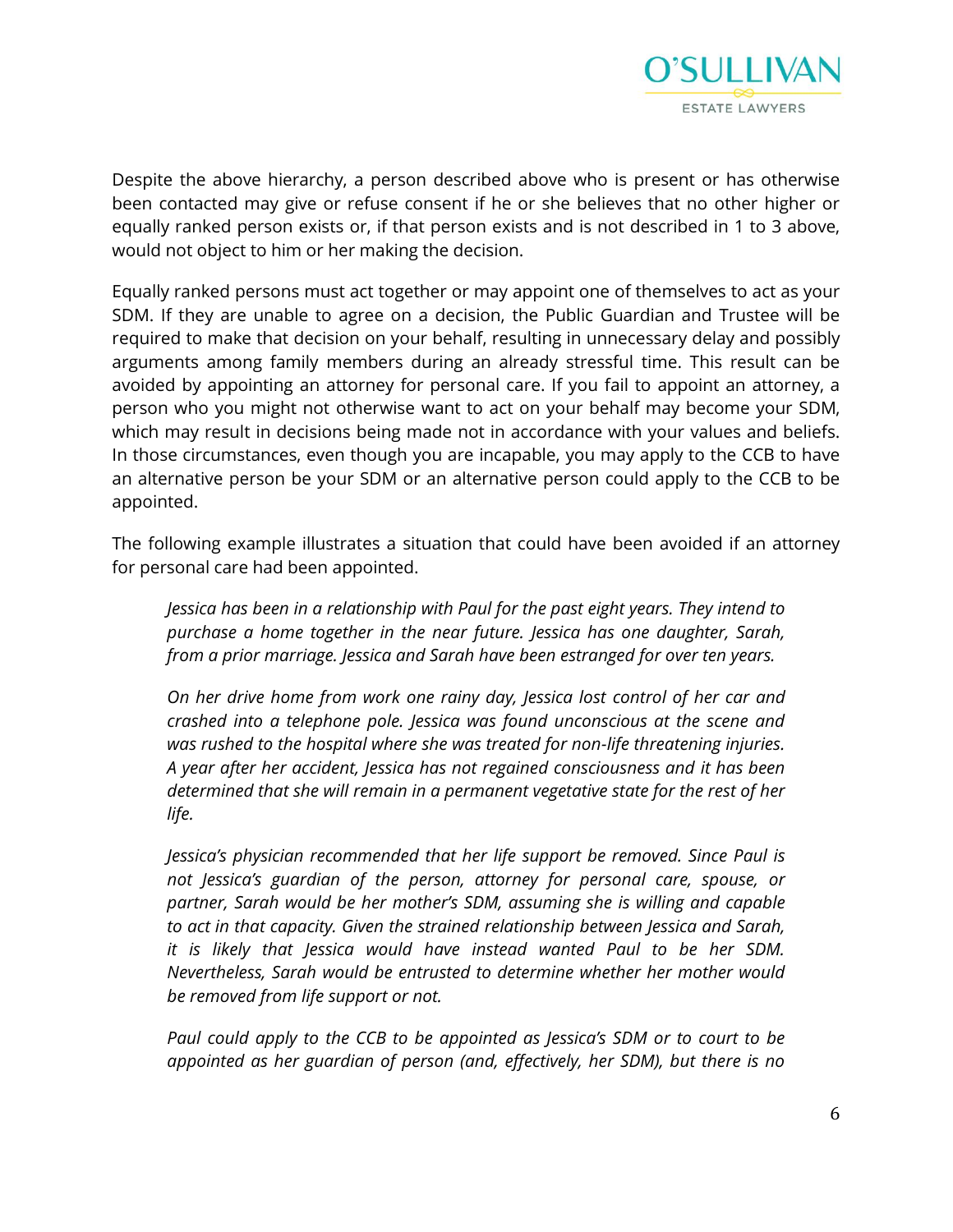Despite the above hierarchy, a person described above who is present or has otherwise been contacted may give or refuse consent if he or she believes that no other higher or equally ranked person exists or, if that person exists and is not described in 1 to 3 above, would not object to him or her making the decision.

Equally ranked persons must act together or may appoint one of themselves to act as your SDM. If they are unable to agree on a decision, the Public Guardian and Trustee will be required to make that decision on your behalf, resulting in unnecessary delay and possibly arguments among family members during an already stressful time. This result can be avoided by appointing an attorney for personal care. If you fail to appoint an attorney, a person who you might not otherwise want to act on your behalf may become your SDM, which may result in decisions being made not in accordance with your values and beliefs. In those circumstances, even though you are incapable, you may apply to the CCB to have an alternative person be your SDM or an alternative person could apply to the CCB to be appointed.

The following example illustrates a situation that could have been avoided if an attorney for personal care had been appointed.

> *Jessica has been in a relationship with Paul for the past eight years. They intend to purchase a home together in the near future. Jessica has one daughter, Sarah, from a prior marriage. Jessica and Sarah have been estranged for over ten years.*
>
> *On her drive home from work one rainy day, Jessica lost control of her car and crashed into a telephone pole. Jessica was found unconscious at the scene and was rushed to the hospital where she was treated for non-life threatening injuries. A year after her accident, Jessica has not regained consciousness and it has been determined that she will remain in a permanent vegetative state for the rest of her life.*
>
> *Jessica's physician recommended that her life support be removed. Since Paul is not Jessica's guardian of the person, attorney for personal care, spouse, or partner, Sarah would be her mother's SDM, assuming she is willing and capable to act in that capacity. Given the strained relationship between Jessica and Sarah, it is likely that Jessica would have instead wanted Paul to be her SDM. Nevertheless, Sarah would be entrusted to determine whether her mother would be removed from life support or not.*
>
> *Paul could apply to the CCB to be appointed as Jessica's SDM or to court to be appointed as her guardian of person (and, effectively, her SDM), but there is no*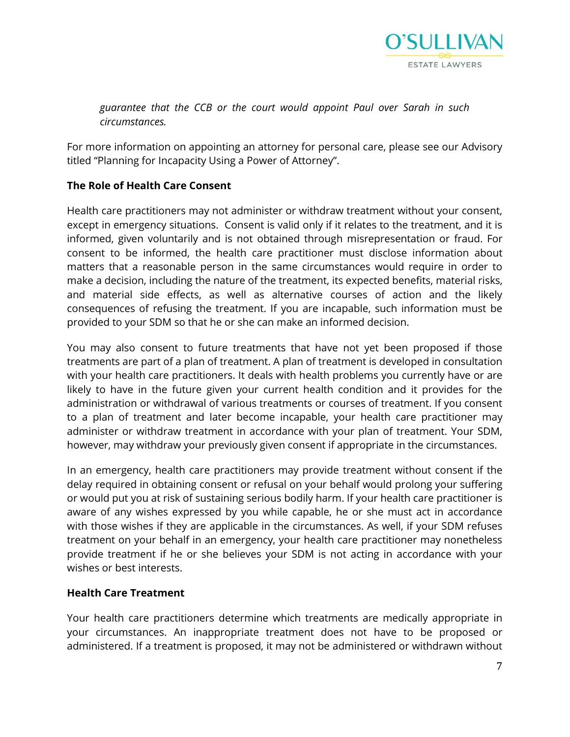*guarantee that the CCB or the court would appoint Paul over Sarah in such circumstances.*

For more information on appointing an attorney for personal care, please see our Advisory titled "Planning for Incapacity Using a Power of Attorney".

**The Role of Health Care Consent**

Health care practitioners may not administer or withdraw treatment without your consent, except in emergency situations. Consent is valid only if it relates to the treatment, and it is informed, given voluntarily and is not obtained through misrepresentation or fraud. For consent to be informed, the health care practitioner must disclose information about matters that a reasonable person in the same circumstances would require in order to make a decision, including the nature of the treatment, its expected benefits, material risks, and material side effects, as well as alternative courses of action and the likely consequences of refusing the treatment. If you are incapable, such information must be provided to your SDM so that he or she can make an informed decision.

You may also consent to future treatments that have not yet been proposed if those treatments are part of a plan of treatment. A plan of treatment is developed in consultation with your health care practitioners. It deals with health problems you currently have or are likely to have in the future given your current health condition and it provides for the administration or withdrawal of various treatments or courses of treatment. If you consent to a plan of treatment and later become incapable, your health care practitioner may administer or withdraw treatment in accordance with your plan of treatment. Your SDM, however, may withdraw your previously given consent if appropriate in the circumstances.

In an emergency, health care practitioners may provide treatment without consent if the delay required in obtaining consent or refusal on your behalf would prolong your suffering or would put you at risk of sustaining serious bodily harm. If your health care practitioner is aware of any wishes expressed by you while capable, he or she must act in accordance with those wishes if they are applicable in the circumstances. As well, if your SDM refuses treatment on your behalf in an emergency, your health care practitioner may nonetheless provide treatment if he or she believes your SDM is not acting in accordance with your wishes or best interests.

**Health Care Treatment**

Your health care practitioners determine which treatments are medically appropriate in your circumstances. An inappropriate treatment does not have to be proposed or administered. If a treatment is proposed, it may not be administered or withdrawn without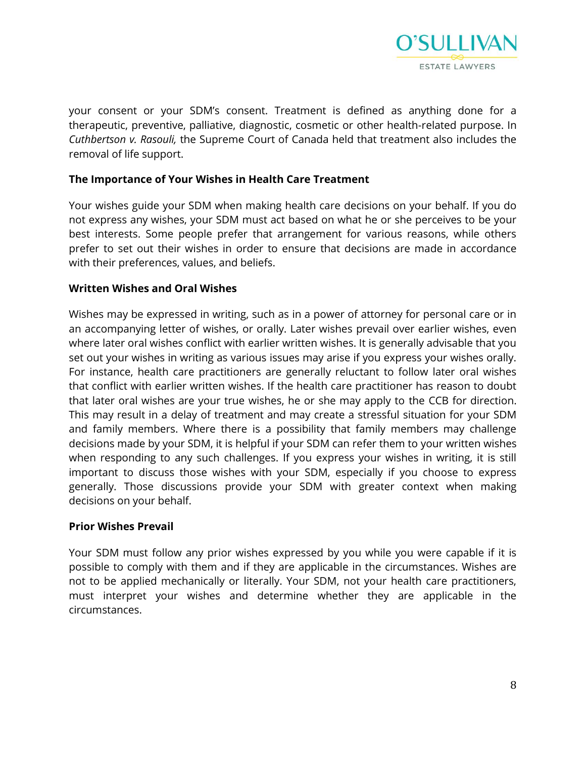your consent or your SDM's consent. Treatment is defined as anything done for a therapeutic, preventive, palliative, diagnostic, cosmetic or other health-related purpose. In *Cuthbertson v. Rasouli,* the Supreme Court of Canada held that treatment also includes the removal of life support.

**The Importance of Your Wishes in Health Care Treatment**

Your wishes guide your SDM when making health care decisions on your behalf. If you do not express any wishes, your SDM must act based on what he or she perceives to be your best interests. Some people prefer that arrangement for various reasons, while others prefer to set out their wishes in order to ensure that decisions are made in accordance with their preferences, values, and beliefs.

**Written Wishes and Oral Wishes**

Wishes may be expressed in writing, such as in a power of attorney for personal care or in an accompanying letter of wishes, or orally. Later wishes prevail over earlier wishes, even where later oral wishes conflict with earlier written wishes. It is generally advisable that you set out your wishes in writing as various issues may arise if you express your wishes orally. For instance, health care practitioners are generally reluctant to follow later oral wishes that conflict with earlier written wishes. If the health care practitioner has reason to doubt that later oral wishes are your true wishes, he or she may apply to the CCB for direction. This may result in a delay of treatment and may create a stressful situation for your SDM and family members. Where there is a possibility that family members may challenge decisions made by your SDM, it is helpful if your SDM can refer them to your written wishes when responding to any such challenges. If you express your wishes in writing, it is still important to discuss those wishes with your SDM, especially if you choose to express generally. Those discussions provide your SDM with greater context when making decisions on your behalf.

**Prior Wishes Prevail**

Your SDM must follow any prior wishes expressed by you while you were capable if it is possible to comply with them and if they are applicable in the circumstances. Wishes are not to be applied mechanically or literally. Your SDM, not your health care practitioners, must interpret your wishes and determine whether they are applicable in the circumstances.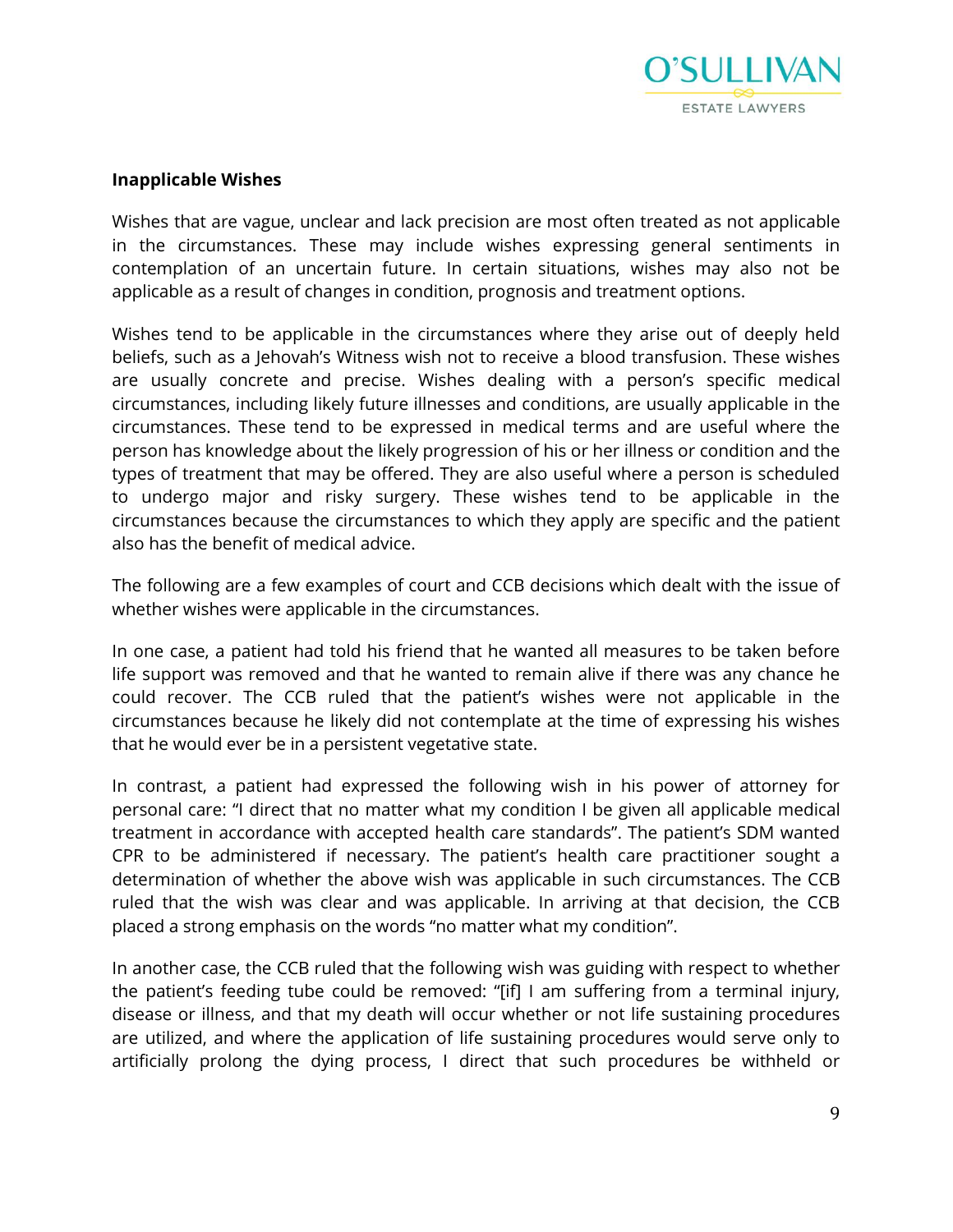**Inapplicable Wishes**

Wishes that are vague, unclear and lack precision are most often treated as not applicable in the circumstances. These may include wishes expressing general sentiments in contemplation of an uncertain future. In certain situations, wishes may also not be applicable as a result of changes in condition, prognosis and treatment options.

Wishes tend to be applicable in the circumstances where they arise out of deeply held beliefs, such as a Jehovah's Witness wish not to receive a blood transfusion. These wishes are usually concrete and precise. Wishes dealing with a person's specific medical circumstances, including likely future illnesses and conditions, are usually applicable in the circumstances. These tend to be expressed in medical terms and are useful where the person has knowledge about the likely progression of his or her illness or condition and the types of treatment that may be offered. They are also useful where a person is scheduled to undergo major and risky surgery. These wishes tend to be applicable in the circumstances because the circumstances to which they apply are specific and the patient also has the benefit of medical advice.

The following are a few examples of court and CCB decisions which dealt with the issue of whether wishes were applicable in the circumstances.

In one case, a patient had told his friend that he wanted all measures to be taken before life support was removed and that he wanted to remain alive if there was any chance he could recover. The CCB ruled that the patient's wishes were not applicable in the circumstances because he likely did not contemplate at the time of expressing his wishes that he would ever be in a persistent vegetative state.

In contrast, a patient had expressed the following wish in his power of attorney for personal care: "I direct that no matter what my condition I be given all applicable medical treatment in accordance with accepted health care standards". The patient's SDM wanted CPR to be administered if necessary. The patient's health care practitioner sought a determination of whether the above wish was applicable in such circumstances. The CCB ruled that the wish was clear and was applicable. In arriving at that decision, the CCB placed a strong emphasis on the words "no matter what my condition".

In another case, the CCB ruled that the following wish was guiding with respect to whether the patient's feeding tube could be removed: "[if] I am suffering from a terminal injury, disease or illness, and that my death will occur whether or not life sustaining procedures are utilized, and where the application of life sustaining procedures would serve only to artificially prolong the dying process, I direct that such procedures be withheld or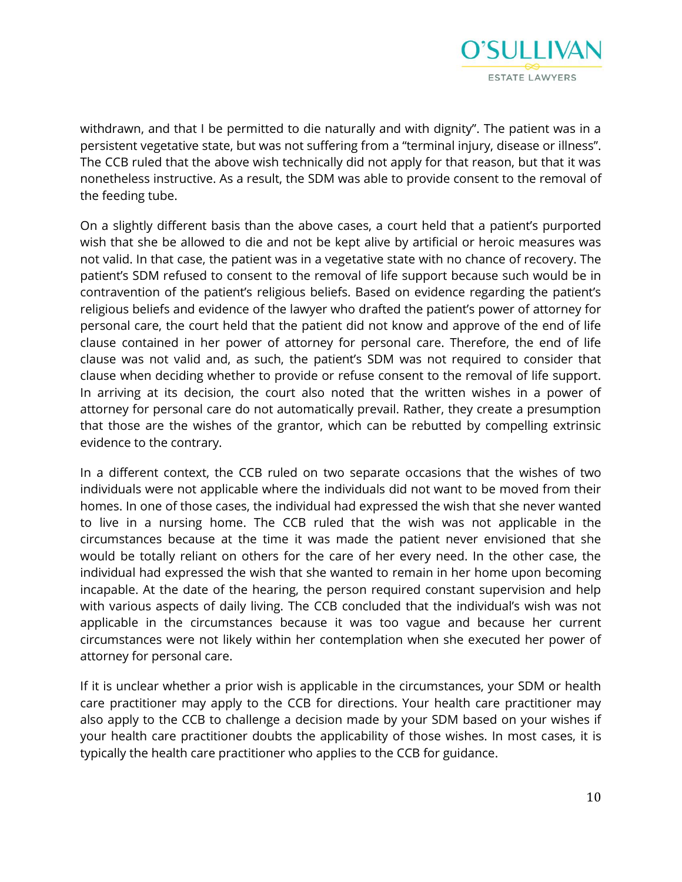withdrawn, and that I be permitted to die naturally and with dignity". The patient was in a persistent vegetative state, but was not suffering from a "terminal injury, disease or illness". The CCB ruled that the above wish technically did not apply for that reason, but that it was nonetheless instructive. As a result, the SDM was able to provide consent to the removal of the feeding tube.

On a slightly different basis than the above cases, a court held that a patient's purported wish that she be allowed to die and not be kept alive by artificial or heroic measures was not valid. In that case, the patient was in a vegetative state with no chance of recovery. The patient's SDM refused to consent to the removal of life support because such would be in contravention of the patient's religious beliefs. Based on evidence regarding the patient's religious beliefs and evidence of the lawyer who drafted the patient's power of attorney for personal care, the court held that the patient did not know and approve of the end of life clause contained in her power of attorney for personal care. Therefore, the end of life clause was not valid and, as such, the patient's SDM was not required to consider that clause when deciding whether to provide or refuse consent to the removal of life support. In arriving at its decision, the court also noted that the written wishes in a power of attorney for personal care do not automatically prevail. Rather, they create a presumption that those are the wishes of the grantor, which can be rebutted by compelling extrinsic evidence to the contrary.

In a different context, the CCB ruled on two separate occasions that the wishes of two individuals were not applicable where the individuals did not want to be moved from their homes. In one of those cases, the individual had expressed the wish that she never wanted to live in a nursing home. The CCB ruled that the wish was not applicable in the circumstances because at the time it was made the patient never envisioned that she would be totally reliant on others for the care of her every need. In the other case, the individual had expressed the wish that she wanted to remain in her home upon becoming incapable. At the date of the hearing, the person required constant supervision and help with various aspects of daily living. The CCB concluded that the individual's wish was not applicable in the circumstances because it was too vague and because her current circumstances were not likely within her contemplation when she executed her power of attorney for personal care.

If it is unclear whether a prior wish is applicable in the circumstances, your SDM or health care practitioner may apply to the CCB for directions. Your health care practitioner may also apply to the CCB to challenge a decision made by your SDM based on your wishes if your health care practitioner doubts the applicability of those wishes. In most cases, it is typically the health care practitioner who applies to the CCB for guidance.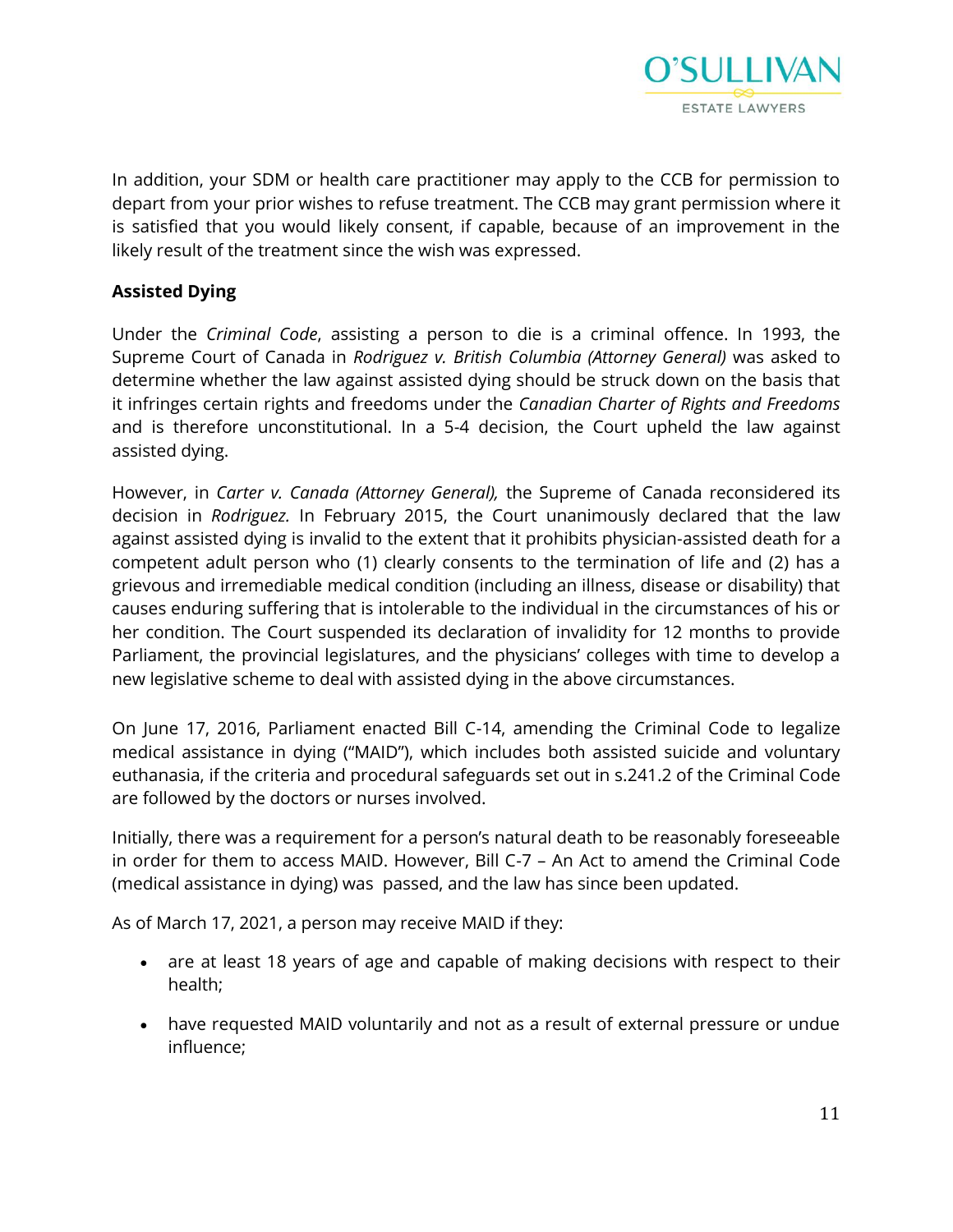In addition, your SDM or health care practitioner may apply to the CCB for permission to depart from your prior wishes to refuse treatment. The CCB may grant permission where it is satisfied that you would likely consent, if capable, because of an improvement in the likely result of the treatment since the wish was expressed.

**Assisted Dying**

Under the *Criminal Code*, assisting a person to die is a criminal offence. In 1993, the Supreme Court of Canada in *Rodriguez v. British Columbia (Attorney General)* was asked to determine whether the law against assisted dying should be struck down on the basis that it infringes certain rights and freedoms under the *Canadian Charter of Rights and Freedoms* and is therefore unconstitutional. In a 5-4 decision, the Court upheld the law against assisted dying.

However, in *Carter v. Canada (Attorney General),* the Supreme of Canada reconsidered its decision in *Rodriguez.* In February 2015, the Court unanimously declared that the law against assisted dying is invalid to the extent that it prohibits physician-assisted death for a competent adult person who (1) clearly consents to the termination of life and (2) has a grievous and irremediable medical condition (including an illness, disease or disability) that causes enduring suffering that is intolerable to the individual in the circumstances of his or her condition. The Court suspended its declaration of invalidity for 12 months to provide Parliament, the provincial legislatures, and the physicians' colleges with time to develop a new legislative scheme to deal with assisted dying in the above circumstances.

On June 17, 2016, Parliament enacted Bill C-14, amending the Criminal Code to legalize medical assistance in dying ("MAID"), which includes both assisted suicide and voluntary euthanasia, if the criteria and procedural safeguards set out in s.241.2 of the Criminal Code are followed by the doctors or nurses involved.

Initially, there was a requirement for a person's natural death to be reasonably foreseeable in order for them to access MAID. However, Bill C-7 – An Act to amend the Criminal Code (medical assistance in dying) was passed, and the law has since been updated.

As of March 17, 2021, a person may receive MAID if they:

- are at least 18 years of age and capable of making decisions with respect to their health;
- have requested MAID voluntarily and not as a result of external pressure or undue influence;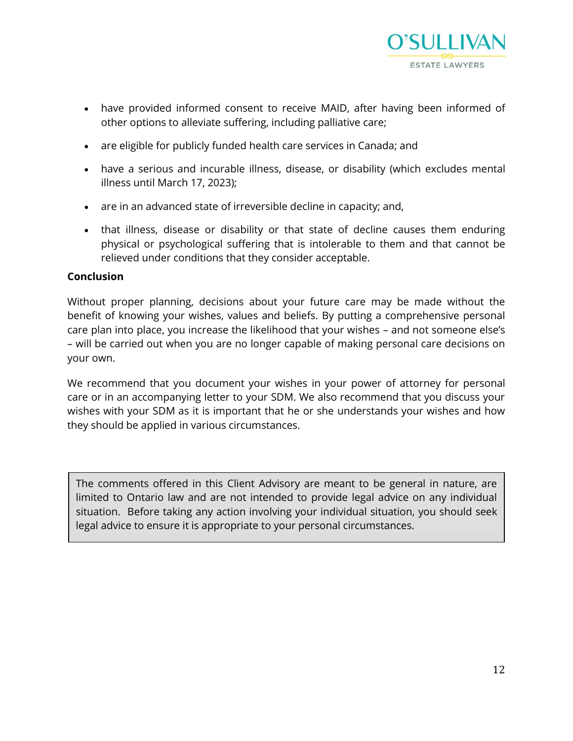- have provided informed consent to receive MAID, after having been informed of other options to alleviate suffering, including palliative care;
- are eligible for publicly funded health care services in Canada; and
- have a serious and incurable illness, disease, or disability (which excludes mental illness until March 17, 2023);
- are in an advanced state of irreversible decline in capacity; and,
- that illness, disease or disability or that state of decline causes them enduring physical or psychological suffering that is intolerable to them and that cannot be relieved under conditions that they consider acceptable.

**Conclusion**

Without proper planning, decisions about your future care may be made without the benefit of knowing your wishes, values and beliefs. By putting a comprehensive personal care plan into place, you increase the likelihood that your wishes – and not someone else's – will be carried out when you are no longer capable of making personal care decisions on your own.

We recommend that you document your wishes in your power of attorney for personal care or in an accompanying letter to your SDM. We also recommend that you discuss your wishes with your SDM as it is important that he or she understands your wishes and how they should be applied in various circumstances.

> The comments offered in this Client Advisory are meant to be general in nature, are limited to Ontario law and are not intended to provide legal advice on any individual situation. Before taking any action involving your individual situation, you should seek legal advice to ensure it is appropriate to your personal circumstances.